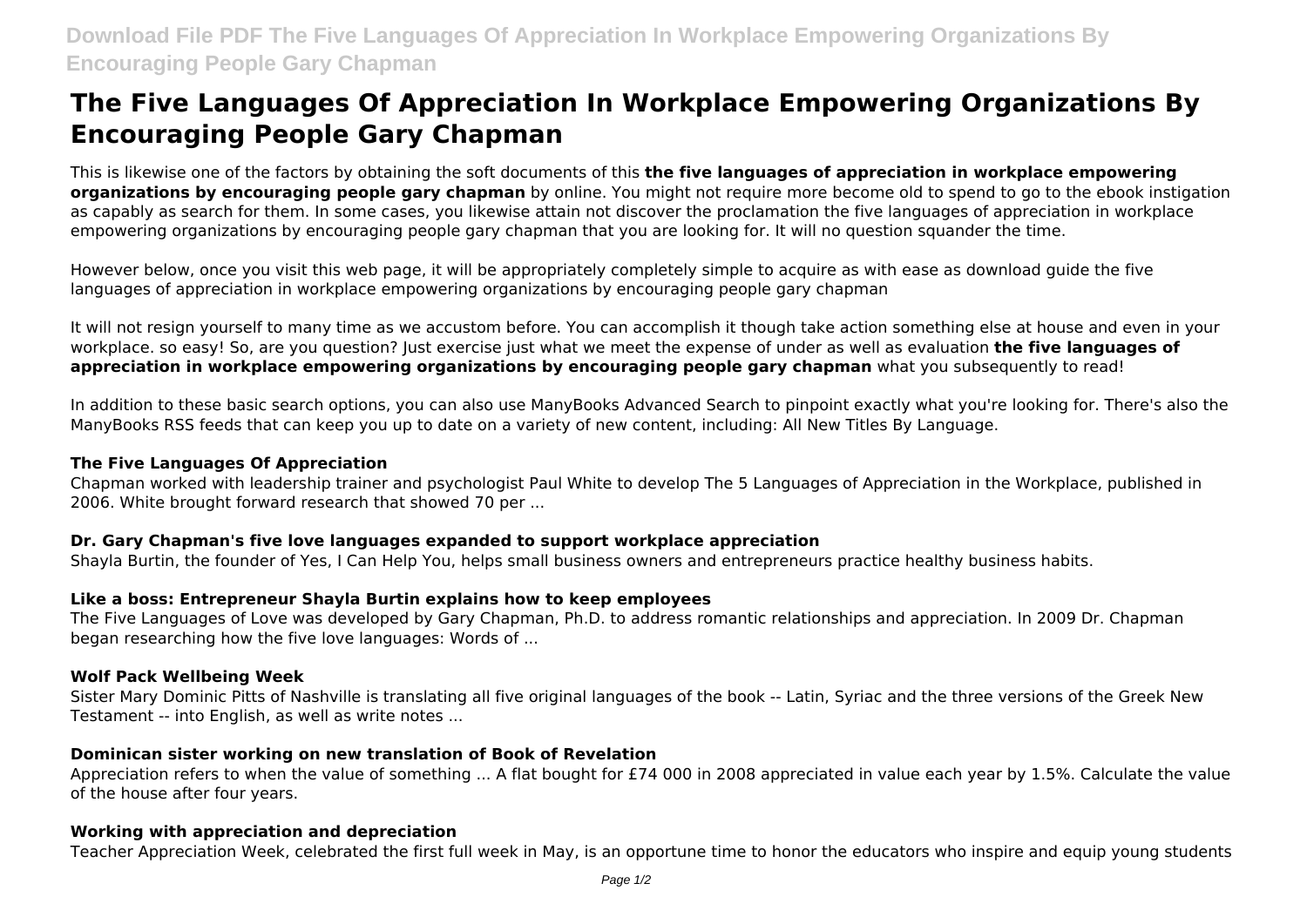# The Five Languages Of Appreciation In Workplace Empowering Organizations By Encouraging People Gary Chapman

This is likewise one of the factors by obtaining the soft documents of this **the five languages of appreciation in workplace empowering organizations by encouraging people gary chapman** by online. You might not require more become old to spend to go to the ebook instigation as capably as search for them. In some cases, you likewise attain not discover the proclamation the five languages of appreciation in workplace empowering organizations by encouraging people gary chapman that you are looking for. It will no question squander the time.

However below, once you visit this web page, it will be appropriately completely simple to acquire as with ease as download guide the five languages of appreciation in workplace empowering organizations by encouraging people gary chapman

It will not resign yourself to many time as we accustom before. You can accomplish it though take action something else at house and even in your workplace. so easy! So, are you question? Just exercise just what we meet the expense of under as well as evaluation **the five languages of appreciation in workplace empowering organizations by encouraging people gary chapman** what you subsequently to read!

In addition to these basic search options, you can also use ManyBooks Advanced Search to pinpoint exactly what you're looking for. There's also the ManyBooks RSS feeds that can keep you up to date on a variety of new content, including: All New Titles By Language.

### The Five Languages Of Appreciation

Chapman worked with leadership trainer and psychologist Paul White to develop The 5 Languages of Appreciation in the Workplace, published in 2006. White brought forward research that showed 70 per ...

### Dr. Gary Chapman's five love languages expanded to support workplace appreciation

Shayla Burtin, the founder of Yes, I Can Help You, helps small business owners and entrepreneurs practice healthy business habits.

### Like a boss: Entrepreneur Shayla Burtin explains how to keep employees

The Five Languages of Love was developed by Gary Chapman, Ph.D. to address romantic relationships and appreciation. In 2009 Dr. Chapman began researching how the five love languages: Words of ...

### Wolf Pack Wellbeing Week

Sister Mary Dominic Pitts of Nashville is translating all five original languages of the book -- Latin, Syriac and the three versions of the Greek New Testament -- into English, as well as write notes ...

### Dominican sister working on new translation of Book of Revelation

Appreciation refers to when the value of something ... A flat bought for £74 000 in 2008 appreciated in value each year by 1.5%. Calculate the value of the house after four years.

### Working with appreciation and depreciation

Teacher Appreciation Week, celebrated the first full week in May, is an opportune time to honor the educators who inspire and equip young students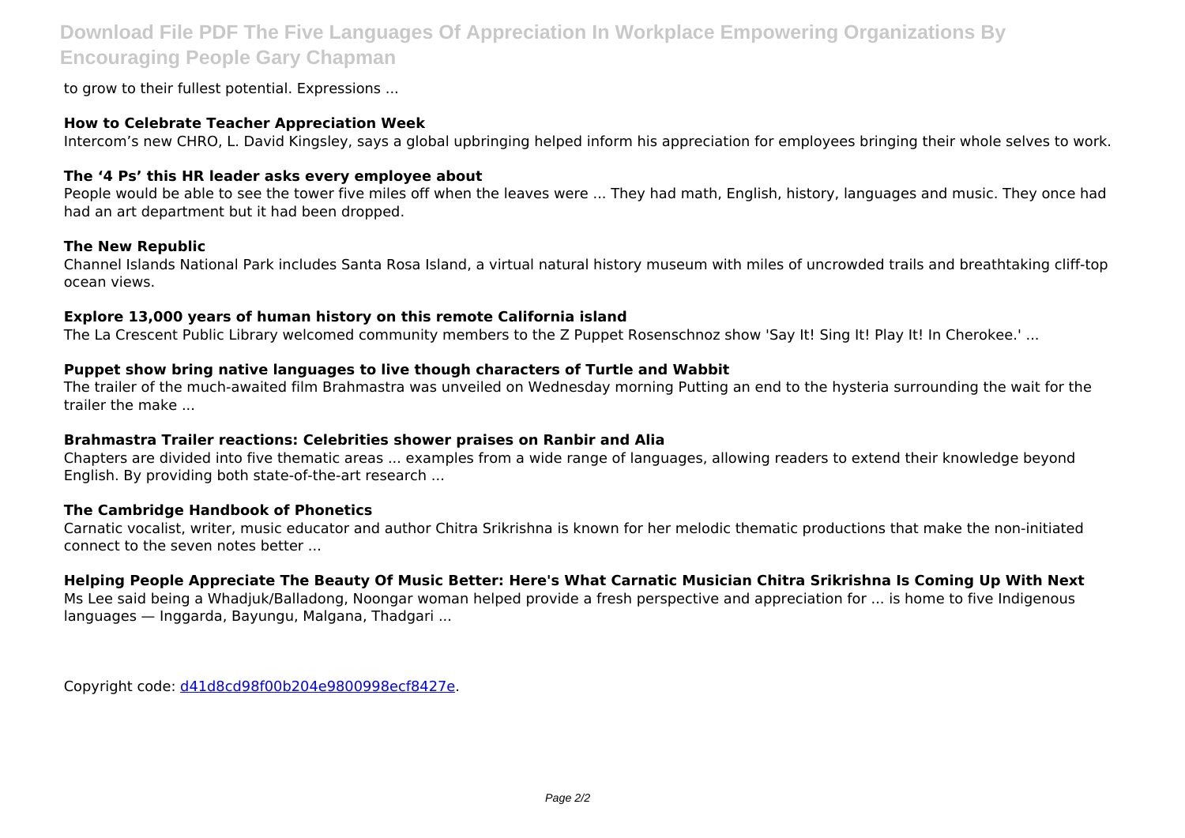to grow to their fullest potential. Expressions ...

**How to Celebrate Teacher Appreciation Week**

Intercom’s new CHRO, L. David Kingsley, says a global upbringing helped inform his appreciation for employees bringing their whole selves to work.

**The ‘4 Ps’ this HR leader asks every employee about**

People would be able to see the tower five miles off when the leaves were ... They had math, English, history, languages and music. They once had had an art department but it had been dropped.

**The New Republic**

Channel Islands National Park includes Santa Rosa Island, a virtual natural history museum with miles of uncrowded trails and breathtaking cliff-top ocean views.

**Explore 13,000 years of human history on this remote California island**

The La Crescent Public Library welcomed community members to the Z Puppet Rosenschnoz show 'Say It! Sing It! Play It! In Cherokee.' ...

**Puppet show bring native languages to live though characters of Turtle and Wabbit**

The trailer of the much-awaited film Brahmastra was unveiled on Wednesday morning Putting an end to the hysteria surrounding the wait for the trailer the make ...

**Brahmastra Trailer reactions: Celebrities shower praises on Ranbir and Alia**

Chapters are divided into five thematic areas ... examples from a wide range of languages, allowing readers to extend their knowledge beyond English. By providing both state-of-the-art research ...

**The Cambridge Handbook of Phonetics**

Carnatic vocalist, writer, music educator and author Chitra Srikrishna is known for her melodic thematic productions that make the non-initiated connect to the seven notes better ...

**Helping People Appreciate The Beauty Of Music Better: Here's What Carnatic Musician Chitra Srikrishna Is Coming Up With Next**

Ms Lee said being a Whadjuk/Balladong, Noongar woman helped provide a fresh perspective and appreciation for ... is home to five Indigenous languages — Inggarda, Bayungu, Malgana, Thadgari ...

Copyright code: d41d8cd98f00b204e9800998ecf8427e.